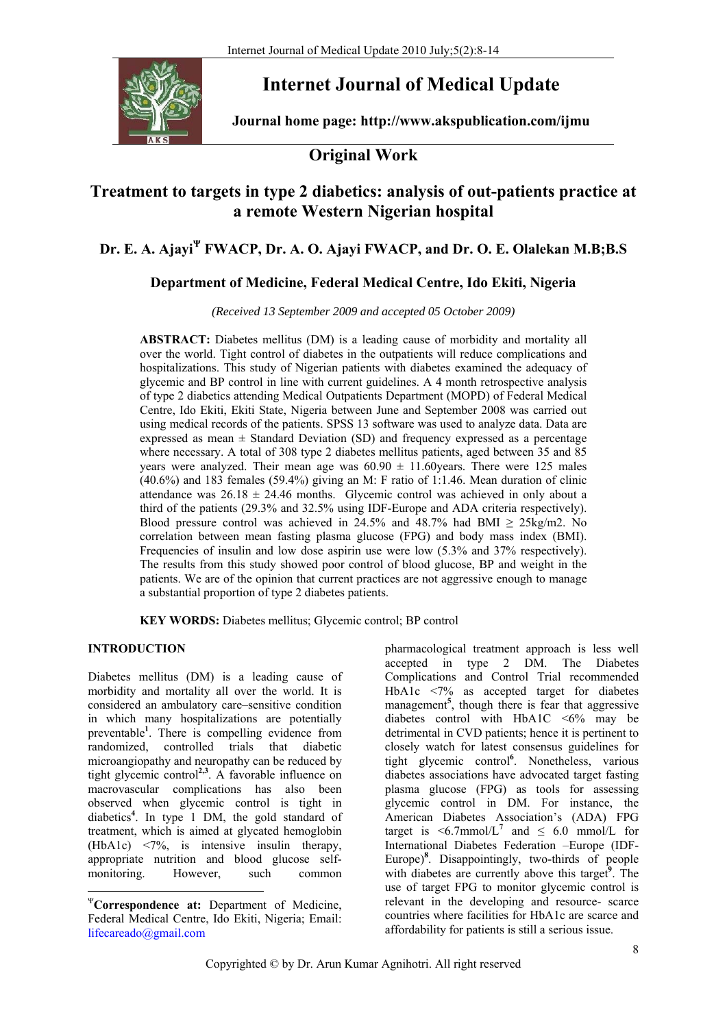# Internet Journal of Medical Update

**Journal home page: http://www.akspublication.com/ijmu**

## Original Work

# Treatment to targets in type 2 diabetics: analysis of out-patients practice at a remote Western Nigerian hospital

**Dr. E. A. Ajayi[Ψ] FWACP, Dr. A. O. Ajayi FWACP, and Dr. O. E. Olalekan M.B;B.S**

**Department of Medicine, Federal Medical Centre, Ido Ekiti, Nigeria**

*(Received 13 September 2009 and accepted 05 October 2009)*

**ABSTRACT:** Diabetes mellitus (DM) is a leading cause of morbidity and mortality all over the world. Tight control of diabetes in the outpatients will reduce complications and hospitalizations. This study of Nigerian patients with diabetes examined the adequacy of glycemic and BP control in line with current guidelines. A 4 month retrospective analysis of type 2 diabetics attending Medical Outpatients Department (MOPD) of Federal Medical Centre, Ido Ekiti, Ekiti State, Nigeria between June and September 2008 was carried out using medical records of the patients. SPSS 13 software was used to analyze data. Data are expressed as mean ± Standard Deviation (SD) and frequency expressed as a percentage where necessary. A total of 308 type 2 diabetes mellitus patients, aged between 35 and 85 years were analyzed. Their mean age was 60.90 ± 11.60years. There were 125 males (40.6%) and 183 females (59.4%) giving an M: F ratio of 1:1.46. Mean duration of clinic attendance was 26.18 ± 24.46 months. Glycemic control was achieved in only about a third of the patients (29.3% and 32.5% using IDF-Europe and ADA criteria respectively). Blood pressure control was achieved in 24.5% and 48.7% had BMI ≥ 25kg/m2. No correlation between mean fasting plasma glucose (FPG) and body mass index (BMI). Frequencies of insulin and low dose aspirin use were low (5.3% and 37% respectively). The results from this study showed poor control of blood glucose, BP and weight in the patients. We are of the opinion that current practices are not aggressive enough to manage a substantial proportion of type 2 diabetes patients.

**KEY WORDS:** Diabetes mellitus; Glycemic control; BP control

## INTRODUCTION

Diabetes mellitus (DM) is a leading cause of morbidity and mortality all over the world. It is considered an ambulatory care–sensitive condition in which many hospitalizations are potentially preventable[1]. There is compelling evidence from randomized, controlled trials that diabetic microangiopathy and neuropathy can be reduced by tight glycemic control[2,3]. A favorable influence on macrovascular complications has also been observed when glycemic control is tight in diabetics[4]. In type 1 DM, the gold standard of treatment, which is aimed at glycated hemoglobin (HbA1c) <7%, is intensive insulin therapy, appropriate nutrition and blood glucose self-monitoring. However, such common pharmacological treatment approach is less well accepted in type 2 DM. The Diabetes Complications and Control Trial recommended HbA1c <7% as accepted target for diabetes management[5], though there is fear that aggressive diabetes control with HbA1C <6% may be detrimental in CVD patients; hence it is pertinent to closely watch for latest consensus guidelines for tight glycemic control[6]. Nonetheless, various diabetes associations have advocated target fasting plasma glucose (FPG) as tools for assessing glycemic control in DM. For instance, the American Diabetes Association's (ADA) FPG target is <6.7mmol/L[7] and ≤ 6.0 mmol/L for International Diabetes Federation –Europe (IDF-Europe)[8]. Disappointingly, two-thirds of people with diabetes are currently above this target[9]. The use of target FPG to monitor glycemic control is relevant in the developing and resource- scarce countries where facilities for HbA1c are scarce and affordability for patients is still a serious issue.

[Ψ]**Correspondence at:** Department of Medicine, Federal Medical Centre, Ido Ekiti, Nigeria; Email: lifecareado@gmail.com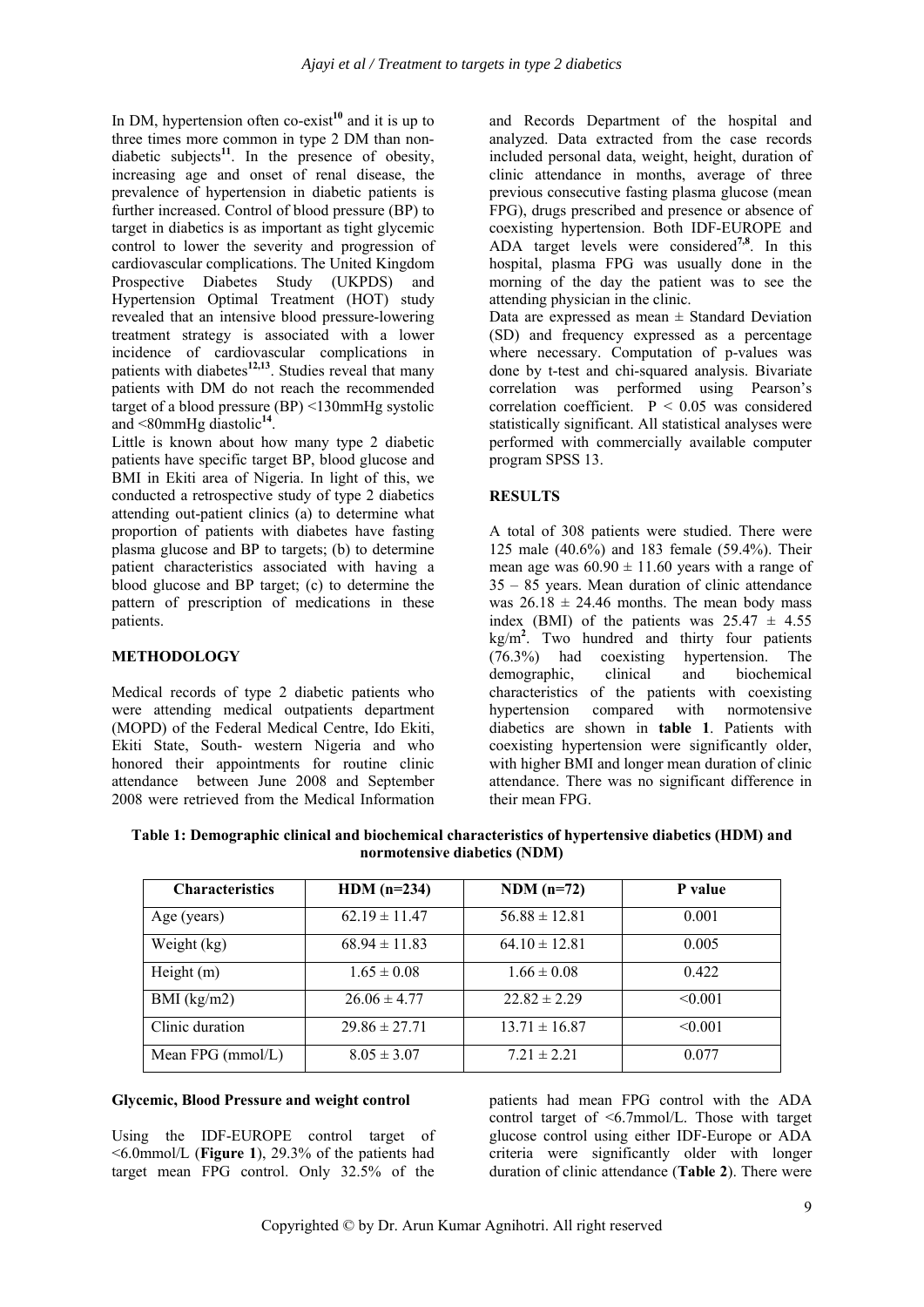In DM, hypertension often co-exist[10] and it is up to three times more common in type 2 DM than non-diabetic subjects[11]. In the presence of obesity, increasing age and onset of renal disease, the prevalence of hypertension in diabetic patients is further increased. Control of blood pressure (BP) to target in diabetics is as important as tight glycemic control to lower the severity and progression of cardiovascular complications. The United Kingdom Prospective Diabetes Study (UKPDS) and Hypertension Optimal Treatment (HOT) study revealed that an intensive blood pressure-lowering treatment strategy is associated with a lower incidence of cardiovascular complications in patients with diabetes[12,13]. Studies reveal that many patients with DM do not reach the recommended target of a blood pressure (BP) <130mmHg systolic and <80mmHg diastolic[14].

Little is known about how many type 2 diabetic patients have specific target BP, blood glucose and BMI in Ekiti area of Nigeria. In light of this, we conducted a retrospective study of type 2 diabetics attending out-patient clinics (a) to determine what proportion of patients with diabetes have fasting plasma glucose and BP to targets; (b) to determine patient characteristics associated with having a blood glucose and BP target; (c) to determine the pattern of prescription of medications in these patients.

## METHODOLOGY

Medical records of type 2 diabetic patients who were attending medical outpatients department (MOPD) of the Federal Medical Centre, Ido Ekiti, Ekiti State, South- western Nigeria and who honored their appointments for routine clinic attendance between June 2008 and September 2008 were retrieved from the Medical Information and Records Department of the hospital and analyzed. Data extracted from the case records included personal data, weight, height, duration of clinic attendance in months, average of three previous consecutive fasting plasma glucose (mean FPG), drugs prescribed and presence or absence of coexisting hypertension. Both IDF-EUROPE and ADA target levels were considered[7,8]. In this hospital, plasma FPG was usually done in the morning of the day the patient was to see the attending physician in the clinic.

Data are expressed as mean ± Standard Deviation (SD) and frequency expressed as a percentage where necessary. Computation of p-values was done by t-test and chi-squared analysis. Bivariate correlation was performed using Pearson's correlation coefficient. $P < 0.05$ was considered statistically significant. All statistical analyses were performed with commercially available computer program SPSS 13.

## RESULTS

A total of 308 patients were studied. There were 125 male (40.6%) and 183 female (59.4%). Their mean age was 60.90 ± 11.60 years with a range of 35 – 85 years. Mean duration of clinic attendance was 26.18 ± 24.46 months. The mean body mass index (BMI) of the patients was 25.47 ± 4.55 kg/m$^2$. Two hundred and thirty four patients (76.3%) had coexisting hypertension. The demographic, clinical and biochemical characteristics of the patients with coexisting hypertension compared with normotensive diabetics are shown in **table 1**. Patients with coexisting hypertension were significantly older, with higher BMI and longer mean duration of clinic attendance. There was no significant difference in their mean FPG.

**Table 1: Demographic clinical and biochemical characteristics of hypertensive diabetics (HDM) and normotensive diabetics (NDM)**

| Characteristics | HDM (n=234) | NDM (n=72) | P value |
|---|---|---|---|
| Age (years) | 62.19 ± 11.47 | 56.88 ± 12.81 | 0.001 |
| Weight (kg) | 68.94 ± 11.83 | 64.10 ± 12.81 | 0.005 |
| Height (m) | 1.65 ± 0.08 | 1.66 ± 0.08 | 0.422 |
| BMI (kg/m2) | 26.06 ± 4.77 | 22.82 ± 2.29 | <0.001 |
| Clinic duration | 29.86 ± 27.71 | 13.71 ± 16.87 | <0.001 |
| Mean FPG (mmol/L) | 8.05 ± 3.07 | 7.21 ± 2.21 | 0.077 |

### Glycemic, Blood Pressure and weight control

Using the IDF-EUROPE control target of <6.0mmol/L (**Figure 1**), 29.3% of the patients had target mean FPG control. Only 32.5% of the patients had mean FPG control with the ADA control target of <6.7mmol/L. Those with target glucose control using either IDF-Europe or ADA criteria were significantly older with longer duration of clinic attendance (**Table 2**). There were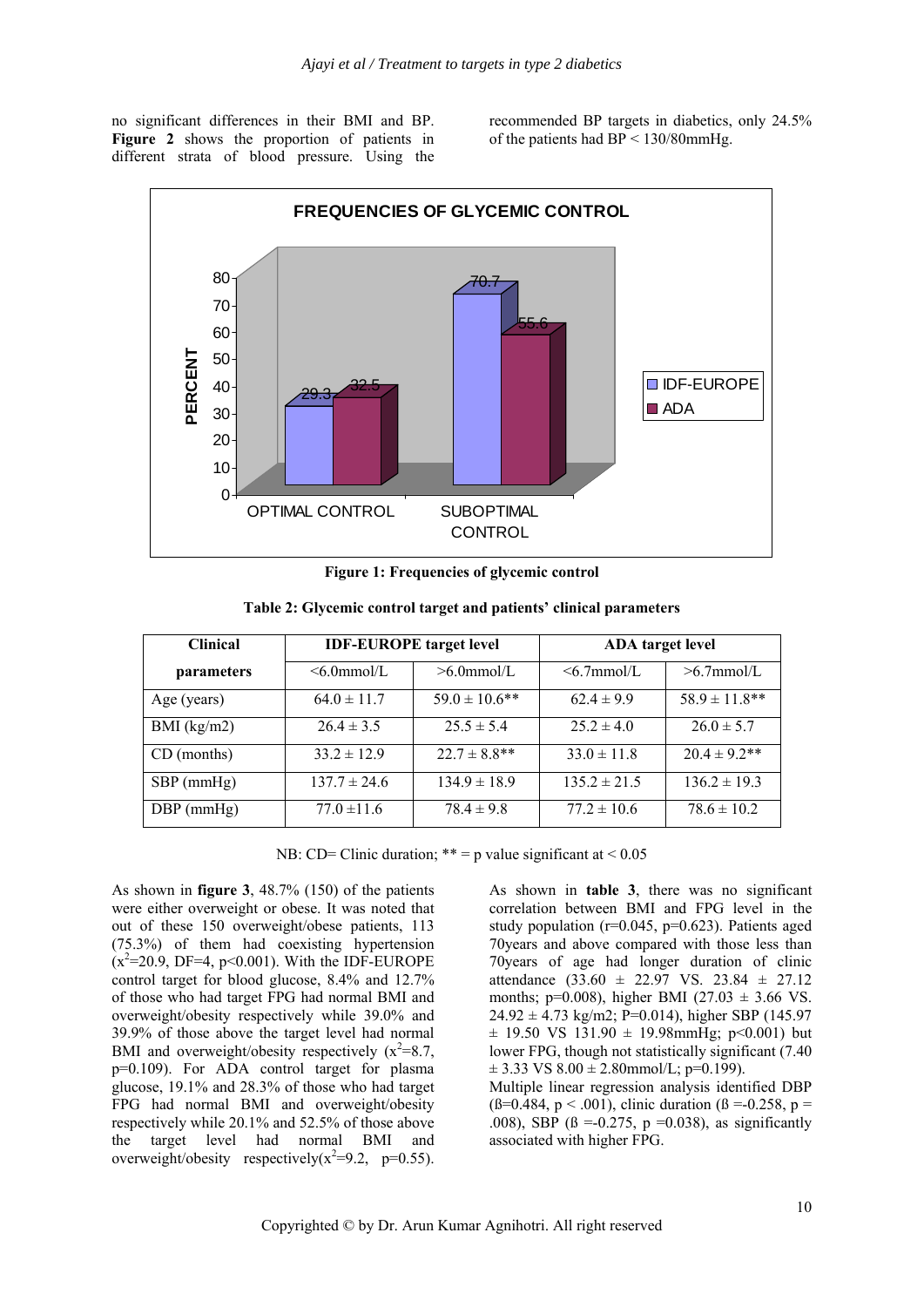no significant differences in their BMI and BP. **Figure 2** shows the proportion of patients in different strata of blood pressure. Using the recommended BP targets in diabetics, only 24.5% of the patients had BP < 130/80mmHg.

**Figure 1: Frequencies of glycemic control**

**Table 2: Glycemic control target and patients' clinical parameters**

| Clinical parameters | IDF-EUROPE target level | | ADA target level | |
|---|---|---|---|---|
| | <6.0mmol/L | >6.0mmol/L | <6.7mmol/L | >6.7mmol/L |
| Age (years) | 64.0 ± 11.7 | 59.0 ± 10.6** | 62.4 ± 9.9 | 58.9 ± 11.8** |
| BMI (kg/m2) | 26.4 ± 3.5 | 25.5 ± 5.4 | 25.2 ± 4.0 | 26.0 ± 5.7 |
| CD (months) | 33.2 ± 12.9 | 22.7 ± 8.8** | 33.0 ± 11.8 | 20.4 ± 9.2** |
| SBP (mmHg) | 137.7 ± 24.6 | 134.9 ± 18.9 | 135.2 ± 21.5 | 136.2 ± 19.3 |
| DBP (mmHg) | 77.0 ±11.6 | 78.4 ± 9.8 | 77.2 ± 10.6 | 78.6 ± 10.2 |

NB: CD= Clinic duration; ** = p value significant at < 0.05

As shown in **figure 3**, 48.7% (150) of the patients were either overweight or obese. It was noted that out of these 150 overweight/obese patients, 113 (75.3%) of them had coexisting hypertension ($x^2$=20.9, DF=4, p<0.001). With the IDF-EUROPE control target for blood glucose, 8.4% and 12.7% of those who had target FPG had normal BMI and overweight/obesity respectively while 39.0% and 39.9% of those above the target level had normal BMI and overweight/obesity respectively ($x^2$=8.7, p=0.109). For ADA control target for plasma glucose, 19.1% and 28.3% of those who had target FPG had normal BMI and overweight/obesity respectively while 20.1% and 52.5% of those above the target level had normal BMI and overweight/obesity respectively($x^2$=9.2, p=0.55).

As shown in **table 3**, there was no significant correlation between BMI and FPG level in the study population (r=0.045, p=0.623). Patients aged 70years and above compared with those less than 70years of age had longer duration of clinic attendance (33.60 ± 22.97 VS. 23.84 ± 27.12 months; p=0.008), higher BMI (27.03 ± 3.66 VS. 24.92 ± 4.73 kg/m2; P=0.014), higher SBP (145.97 ± 19.50 VS 131.90 ± 19.98mmHg; p<0.001) but lower FPG, though not statistically significant (7.40 ± 3.33 VS 8.00 ± 2.80mmol/L; p=0.199).

Multiple linear regression analysis identified DBP (ß=0.484, p < .001), clinic duration (ß =-0.258, p = .008), SBP (ß =-0.275, p =0.038), as significantly associated with higher FPG.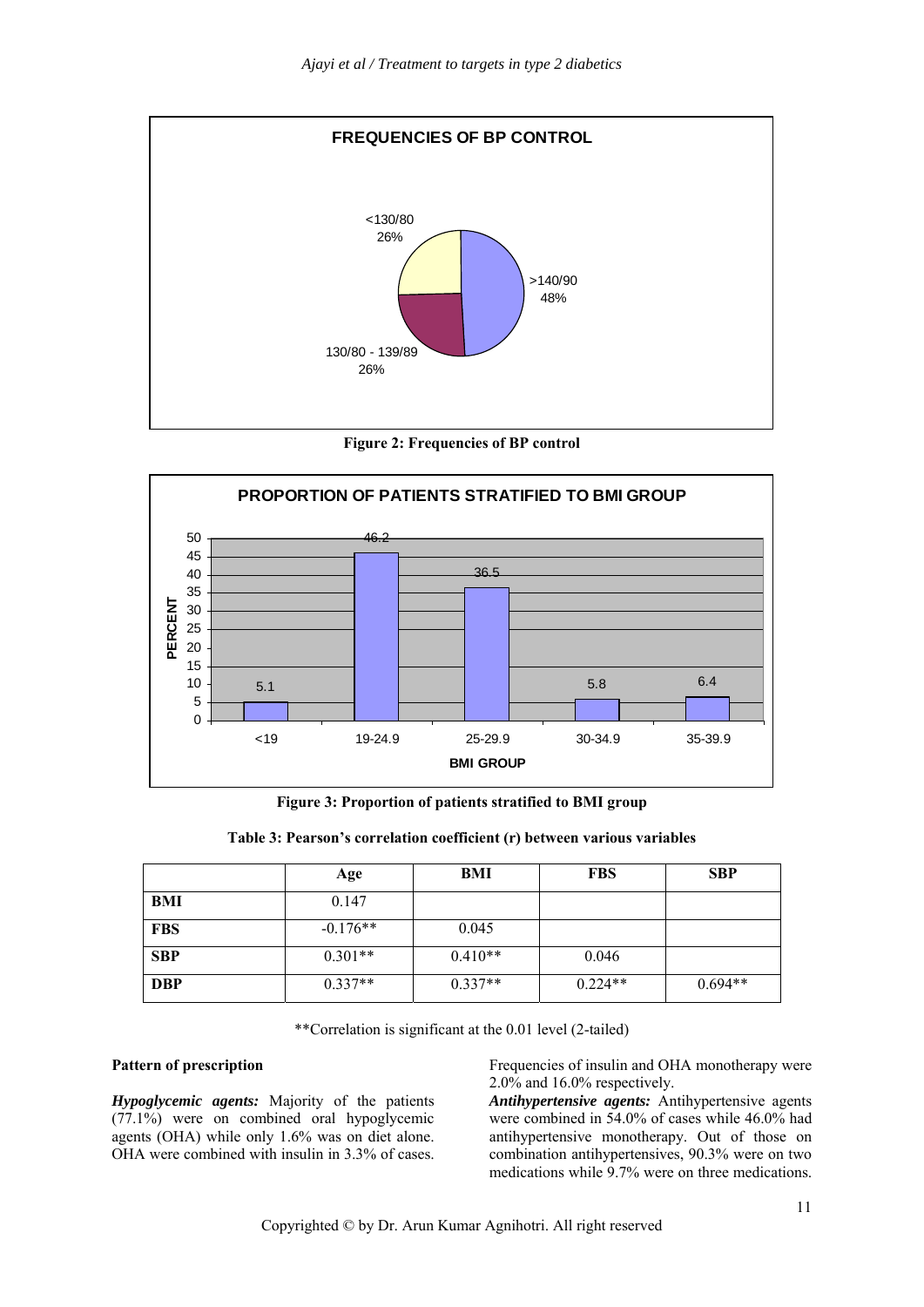Figure 2: Frequencies of BP control

Figure 3: Proportion of patients stratified to BMI group

**Table 3: Pearson's correlation coefficient (r) between various variables**

| | Age | BMI | FBS | SBP |
|---|---|---|---|---|
| **BMI** | 0.147 | | | |
| **FBS** | -0.176** | 0.045 | | |
| **SBP** | 0.301** | 0.410** | 0.046 | |
| **DBP** | 0.337** | 0.337** | 0.224** | 0.694** |

**Correlation is significant at the 0.01 level (2-tailed)

**Pattern of prescription**

***Hypoglycemic agents:*** Majority of the patients (77.1%) were on combined oral hypoglycemic agents (OHA) while only 1.6% was on diet alone. OHA were combined with insulin in 3.3% of cases. Frequencies of insulin and OHA monotherapy were 2.0% and 16.0% respectively.

***Antihypertensive agents:*** Antihypertensive agents were combined in 54.0% of cases while 46.0% had antihypertensive monotherapy. Out of those on combination antihypertensives, 90.3% were on two medications while 9.7% were on three medications.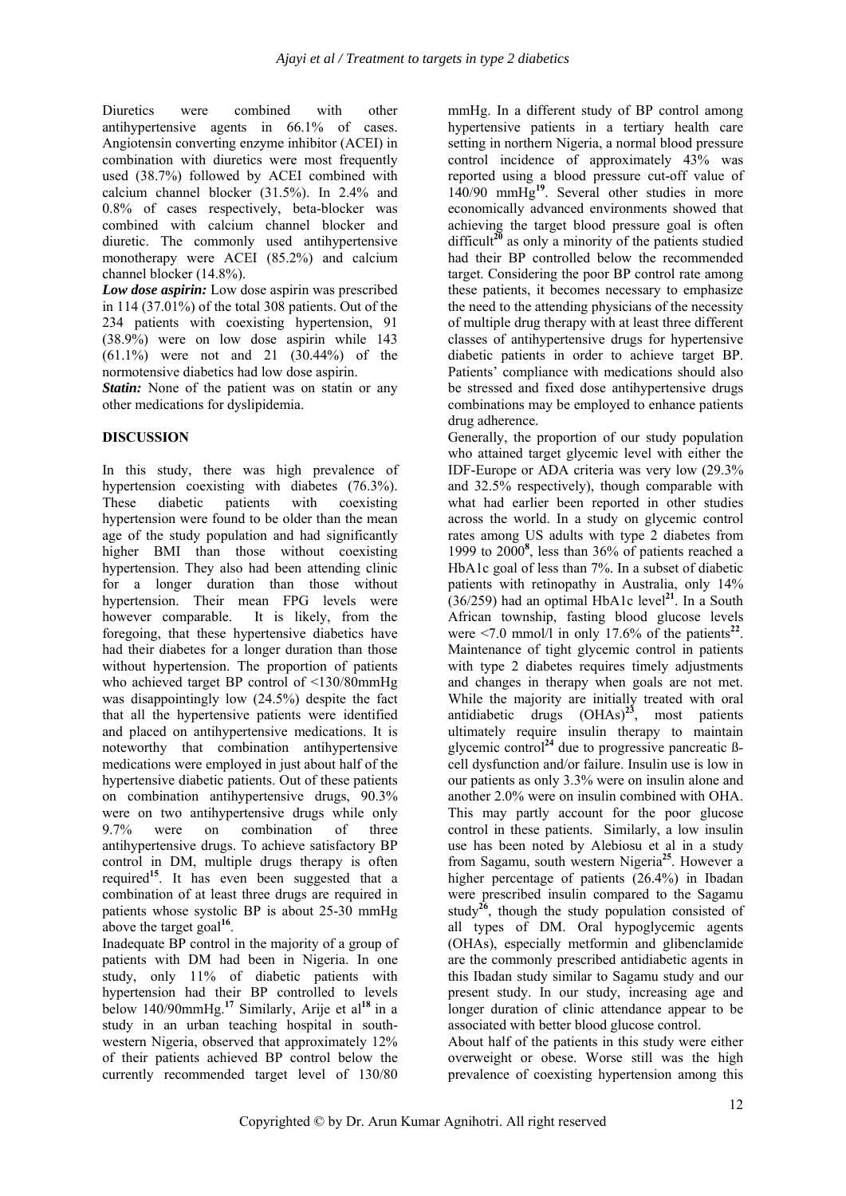Diuretics were combined with other antihypertensive agents in 66.1% of cases. Angiotensin converting enzyme inhibitor (ACEI) in combination with diuretics were most frequently used (38.7%) followed by ACEI combined with calcium channel blocker (31.5%). In 2.4% and 0.8% of cases respectively, beta-blocker was combined with calcium channel blocker and diuretic. The commonly used antihypertensive monotherapy were ACEI (85.2%) and calcium channel blocker (14.8%).

***Low dose aspirin:*** Low dose aspirin was prescribed in 114 (37.01%) of the total 308 patients. Out of the 234 patients with coexisting hypertension, 91 (38.9%) were on low dose aspirin while 143 (61.1%) were not and 21 (30.44%) of the normotensive diabetics had low dose aspirin.

***Statin:*** None of the patient was on statin or any other medications for dyslipidemia.

## DISCUSSION

In this study, there was high prevalence of hypertension coexisting with diabetes (76.3%). These diabetic patients with coexisting hypertension were found to be older than the mean age of the study population and had significantly higher BMI than those without coexisting hypertension. They also had been attending clinic for a longer duration than those without hypertension. Their mean FPG levels were however comparable. It is likely, from the foregoing, that these hypertensive diabetics have had their diabetes for a longer duration than those without hypertension. The proportion of patients who achieved target BP control of <130/80mmHg was disappointingly low (24.5%) despite the fact that all the hypertensive patients were identified and placed on antihypertensive medications. It is noteworthy that combination antihypertensive medications were employed in just about half of the hypertensive diabetic patients. Out of these patients on combination antihypertensive drugs, 90.3% were on two antihypertensive drugs while only 9.7% were on combination of three antihypertensive drugs. To achieve satisfactory BP control in DM, multiple drugs therapy is often required[15]. It has even been suggested that a combination of at least three drugs are required in patients whose systolic BP is about 25-30 mmHg above the target goal[16].

Inadequate BP control in the majority of a group of patients with DM had been in Nigeria. In one study, only 11% of diabetic patients with hypertension had their BP controlled to levels below 140/90mmHg.[17] Similarly, Arije et al[18] in a study in an urban teaching hospital in south-western Nigeria, observed that approximately 12% of their patients achieved BP control below the currently recommended target level of 130/80 mmHg. In a different study of BP control among hypertensive patients in a tertiary health care setting in northern Nigeria, a normal blood pressure control incidence of approximately 43% was reported using a blood pressure cut-off value of 140/90 mmHg[19]. Several other studies in more economically advanced environments showed that achieving the target blood pressure goal is often difficult[20] as only a minority of the patients studied had their BP controlled below the recommended target. Considering the poor BP control rate among these patients, it becomes necessary to emphasize the need to the attending physicians of the necessity of multiple drug therapy with at least three different classes of antihypertensive drugs for hypertensive diabetic patients in order to achieve target BP. Patients' compliance with medications should also be stressed and fixed dose antihypertensive drugs combinations may be employed to enhance patients drug adherence.

Generally, the proportion of our study population who attained target glycemic level with either the IDF-Europe or ADA criteria was very low (29.3% and 32.5% respectively), though comparable with what had earlier been reported in other studies across the world. In a study on glycemic control rates among US adults with type 2 diabetes from 1999 to 2000[8], less than 36% of patients reached a HbA1c goal of less than 7%. In a subset of diabetic patients with retinopathy in Australia, only 14% (36/259) had an optimal HbA1c level[21]. In a South African township, fasting blood glucose levels were <7.0 mmol/l in only 17.6% of the patients[22]. Maintenance of tight glycemic control in patients with type 2 diabetes requires timely adjustments and changes in therapy when goals are not met. While the majority are initially treated with oral antidiabetic drugs (OHAs)[23], most patients ultimately require insulin therapy to maintain glycemic control[24] due to progressive pancreatic ß-cell dysfunction and/or failure. Insulin use is low in our patients as only 3.3% were on insulin alone and another 2.0% were on insulin combined with OHA. This may partly account for the poor glucose control in these patients. Similarly, a low insulin use has been noted by Alebiosu et al in a study from Sagamu, south western Nigeria[25]. However a higher percentage of patients (26.4%) in Ibadan were prescribed insulin compared to the Sagamu study[26], though the study population consisted of all types of DM. Oral hypoglycemic agents (OHAs), especially metformin and glibenclamide are the commonly prescribed antidiabetic agents in this Ibadan study similar to Sagamu study and our present study. In our study, increasing age and longer duration of clinic attendance appear to be associated with better blood glucose control.

About half of the patients in this study were either overweight or obese. Worse still was the high prevalence of coexisting hypertension among this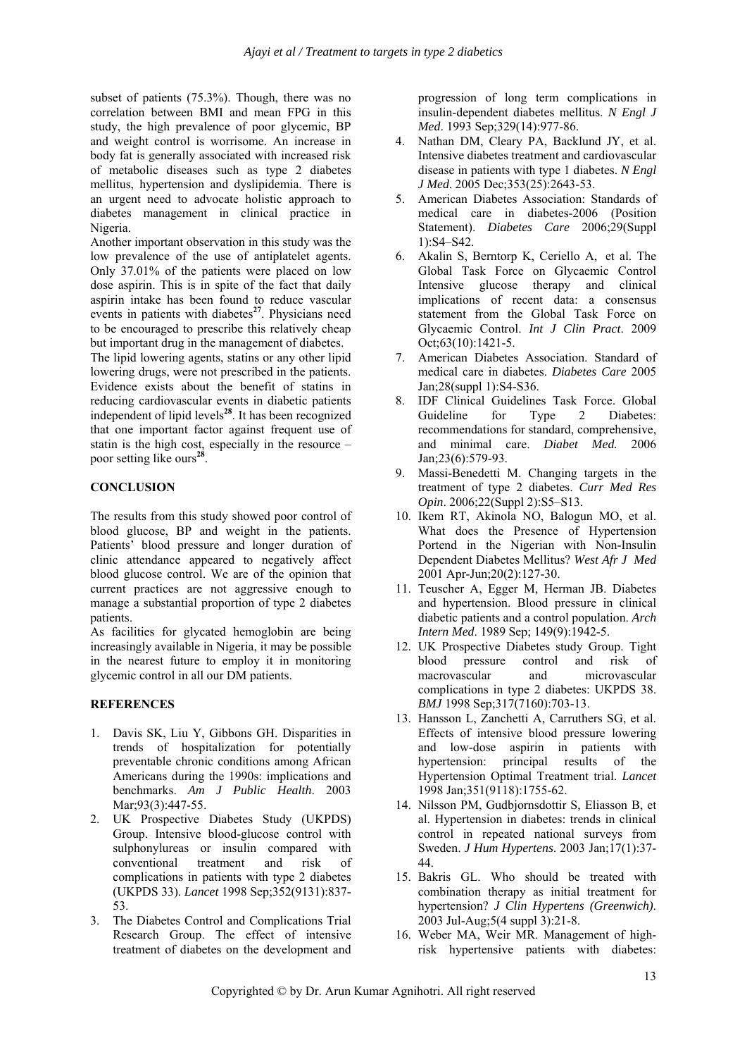subset of patients (75.3%). Though, there was no correlation between BMI and mean FPG in this study, the high prevalence of poor glycemic, BP and weight control is worrisome. An increase in body fat is generally associated with increased risk of metabolic diseases such as type 2 diabetes mellitus, hypertension and dyslipidemia. There is an urgent need to advocate holistic approach to diabetes management in clinical practice in Nigeria.

Another important observation in this study was the low prevalence of the use of antiplatelet agents. Only 37.01% of the patients were placed on low dose aspirin. This is in spite of the fact that daily aspirin intake has been found to reduce vascular events in patients with diabetes[27]. Physicians need to be encouraged to prescribe this relatively cheap but important drug in the management of diabetes.

The lipid lowering agents, statins or any other lipid lowering drugs, were not prescribed in the patients. Evidence exists about the benefit of statins in reducing cardiovascular events in diabetic patients independent of lipid levels[28]. It has been recognized that one important factor against frequent use of statin is the high cost, especially in the resource – poor setting like ours[28].

## CONCLUSION

The results from this study showed poor control of blood glucose, BP and weight in the patients. Patients' blood pressure and longer duration of clinic attendance appeared to negatively affect blood glucose control. We are of the opinion that current practices are not aggressive enough to manage a substantial proportion of type 2 diabetes patients.

As facilities for glycated hemoglobin are being increasingly available in Nigeria, it may be possible in the nearest future to employ it in monitoring glycemic control in all our DM patients.

## REFERENCES

1. Davis SK, Liu Y, Gibbons GH. Disparities in trends of hospitalization for potentially preventable chronic conditions among African Americans during the 1990s: implications and benchmarks. *Am J Public Health*. 2003 Mar;93(3):447-55.
2. UK Prospective Diabetes Study (UKPDS) Group. Intensive blood-glucose control with sulphonylureas or insulin compared with conventional treatment and risk of complications in patients with type 2 diabetes (UKPDS 33). *Lancet* 1998 Sep;352(9131):837-53.
3. The Diabetes Control and Complications Trial Research Group. The effect of intensive treatment of diabetes on the development and progression of long term complications in insulin-dependent diabetes mellitus. *N Engl J Med*. 1993 Sep;329(14):977-86.
4. Nathan DM, Cleary PA, Backlund JY, et al. Intensive diabetes treatment and cardiovascular disease in patients with type 1 diabetes. *N Engl J Med*. 2005 Dec;353(25):2643-53.
5. American Diabetes Association: Standards of medical care in diabetes-2006 (Position Statement). *Diabetes Care* 2006;29(Suppl 1):S4–S42.
6. Akalin S, Berntorp K, Ceriello A, et al. The Global Task Force on Glycaemic Control Intensive glucose therapy and clinical implications of recent data: a consensus statement from the Global Task Force on Glycaemic Control. *Int J Clin Pract*. 2009 Oct;63(10):1421-5.
7. American Diabetes Association. Standard of medical care in diabetes. *Diabetes Care* 2005 Jan;28(suppl 1):S4-S36.
8. IDF Clinical Guidelines Task Force. Global Guideline for Type 2 Diabetes: recommendations for standard, comprehensive, and minimal care. *Diabet Med.* 2006 Jan;23(6):579-93.
9. Massi-Benedetti M. Changing targets in the treatment of type 2 diabetes. *Curr Med Res Opin*. 2006;22(Suppl 2):S5–S13.
10. Ikem RT, Akinola NO, Balogun MO, et al. What does the Presence of Hypertension Portend in the Nigerian with Non-Insulin Dependent Diabetes Mellitus? *West Afr J Med* 2001 Apr-Jun;20(2):127-30.
11. Teuscher A, Egger M, Herman JB. Diabetes and hypertension. Blood pressure in clinical diabetic patients and a control population. *Arch Intern Med*. 1989 Sep; 149(9):1942-5.
12. UK Prospective Diabetes study Group. Tight blood pressure control and risk of macrovascular and microvascular complications in type 2 diabetes: UKPDS 38. *BMJ* 1998 Sep;317(7160):703-13.
13. Hansson L, Zanchetti A, Carruthers SG, et al. Effects of intensive blood pressure lowering and low-dose aspirin in patients with hypertension: principal results of the Hypertension Optimal Treatment trial. *Lancet* 1998 Jan;351(9118):1755-62.
14. Nilsson PM, Gudbjornsdottir S, Eliasson B, et al. Hypertension in diabetes: trends in clinical control in repeated national surveys from Sweden. *J Hum Hypertens*. 2003 Jan;17(1):37-44.
15. Bakris GL. Who should be treated with combination therapy as initial treatment for hypertension? *J Clin Hypertens (Greenwich)*. 2003 Jul-Aug;5(4 suppl 3):21-8.
16. Weber MA, Weir MR. Management of high-risk hypertensive patients with diabetes: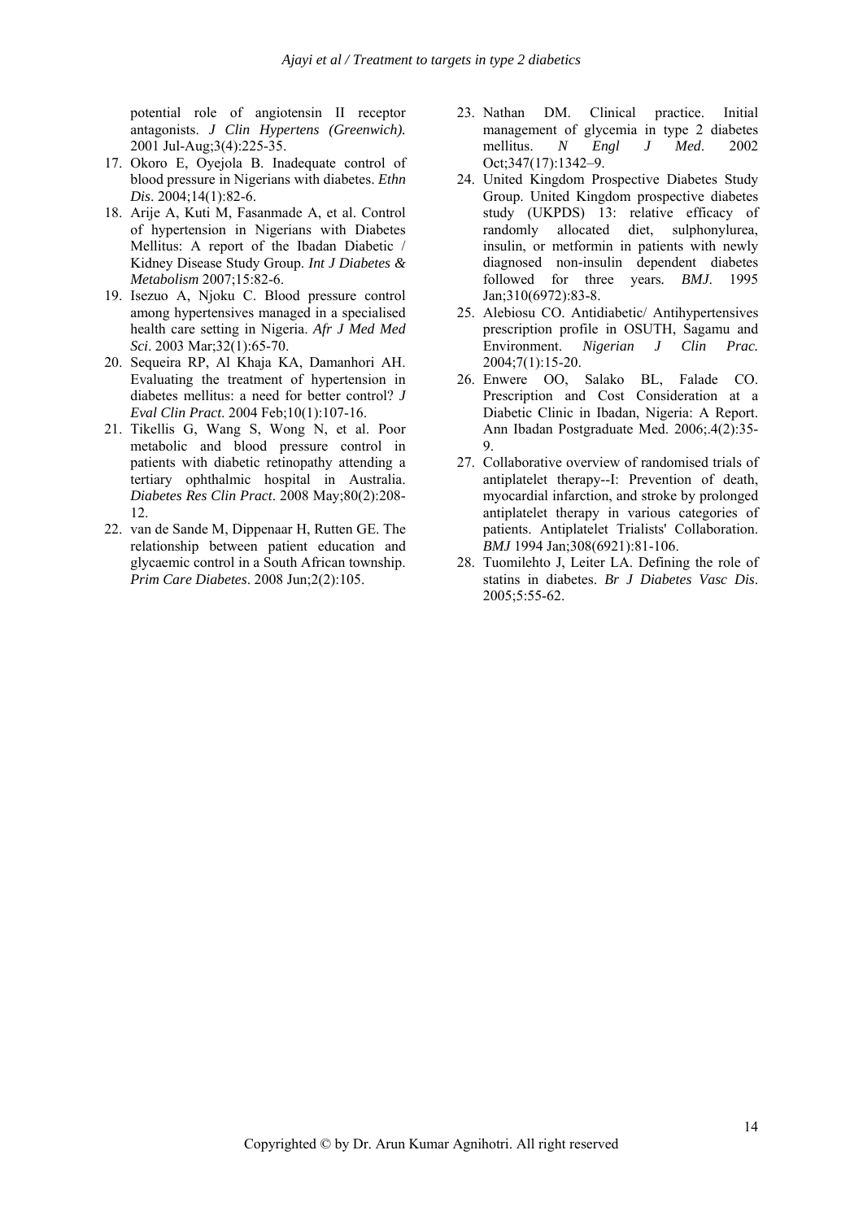potential role of angiotensin II receptor antagonists. *J Clin Hypertens (Greenwich).* 2001 Jul-Aug;3(4):225-35.

17. Okoro E, Oyejola B. Inadequate control of blood pressure in Nigerians with diabetes. *Ethn Dis*. 2004;14(1):82-6.
18. Arije A, Kuti M, Fasanmade A, et al. Control of hypertension in Nigerians with Diabetes Mellitus: A report of the Ibadan Diabetic / Kidney Disease Study Group. *Int J Diabetes & Metabolism* 2007;15:82-6.
19. Isezuo A, Njoku C. Blood pressure control among hypertensives managed in a specialised health care setting in Nigeria. *Afr J Med Med Sci*. 2003 Mar;32(1):65-70.
20. Sequeira RP, Al Khaja KA, Damanhori AH. Evaluating the treatment of hypertension in diabetes mellitus: a need for better control? *J Eval Clin Pract*. 2004 Feb;10(1):107-16.
21. Tikellis G, Wang S, Wong N, et al. Poor metabolic and blood pressure control in patients with diabetic retinopathy attending a tertiary ophthalmic hospital in Australia. *Diabetes Res Clin Pract*. 2008 May;80(2):208-12.
22. van de Sande M, Dippenaar H, Rutten GE. The relationship between patient education and glycaemic control in a South African township. *Prim Care Diabetes*. 2008 Jun;2(2):105.
23. Nathan DM. Clinical practice. Initial management of glycemia in type 2 diabetes mellitus. *N Engl J Med*. 2002 Oct;347(17):1342–9.
24. United Kingdom Prospective Diabetes Study Group. United Kingdom prospective diabetes study (UKPDS) 13: relative efficacy of randomly allocated diet, sulphonylurea, insulin, or metformin in patients with newly diagnosed non-insulin dependent diabetes followed for three years. *BMJ*. 1995 Jan;310(6972):83-8.
25. Alebiosu CO. Antidiabetic/ Antihypertensives prescription profile in OSUTH, Sagamu and Environment. *Nigerian J Clin Prac.* 2004;7(1):15-20.
26. Enwere OO, Salako BL, Falade CO. Prescription and Cost Consideration at a Diabetic Clinic in Ibadan, Nigeria: A Report. Ann Ibadan Postgraduate Med. 2006;.4(2):35-9.
27. Collaborative overview of randomised trials of antiplatelet therapy--I: Prevention of death, myocardial infarction, and stroke by prolonged antiplatelet therapy in various categories of patients. Antiplatelet Trialists' Collaboration. *BMJ* 1994 Jan;308(6921):81-106.
28. Tuomilehto J, Leiter LA. Defining the role of statins in diabetes. *Br J Diabetes Vasc Dis*. 2005;5:55-62.

Copyrighted © by Dr. Arun Kumar Agnihotri. All right reserved